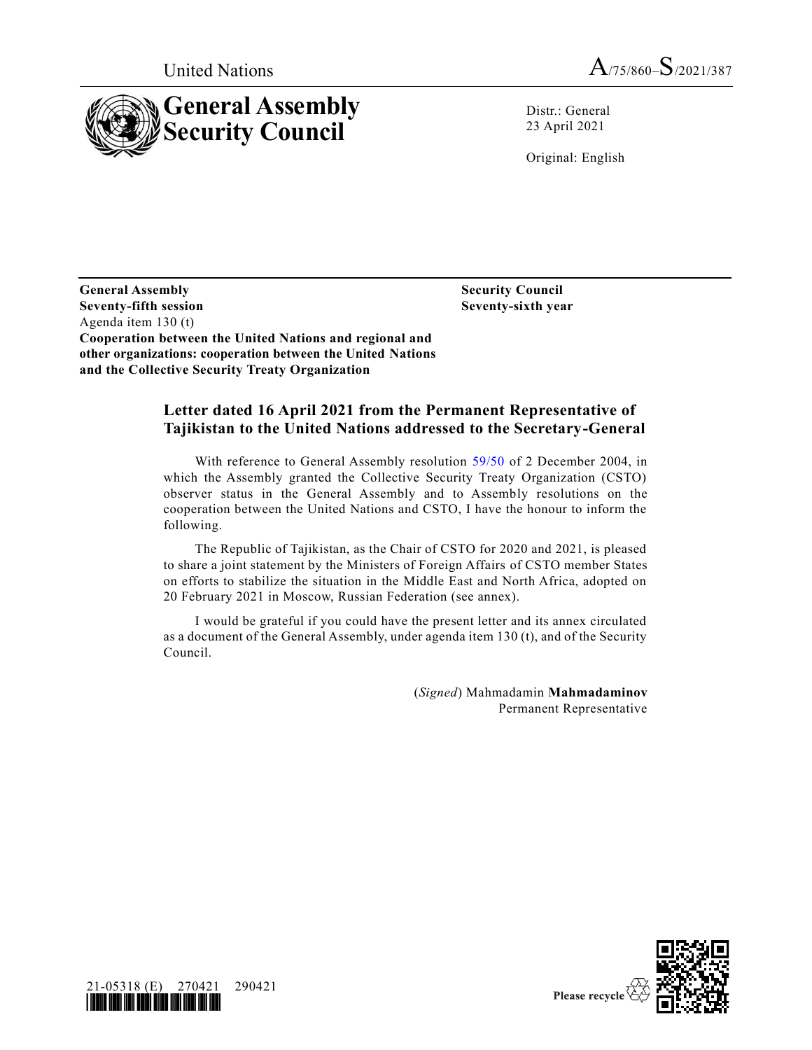United Nations A/75/860–S/2021/387

# General Assembly Security Council

Distr.: General
23 April 2021

Original: English

**General Assembly**
**Seventy-fifth session**
Agenda item 130 (t)
**Cooperation between the United Nations and regional and other organizations: cooperation between the United Nations and the Collective Security Treaty Organization**

**Security Council**
**Seventy-sixth year**

## Letter dated 16 April 2021 from the Permanent Representative of Tajikistan to the United Nations addressed to the Secretary-General

With reference to General Assembly resolution 59/50 of 2 December 2004, in which the Assembly granted the Collective Security Treaty Organization (CSTO) observer status in the General Assembly and to Assembly resolutions on the cooperation between the United Nations and CSTO, I have the honour to inform the following.

The Republic of Tajikistan, as the Chair of CSTO for 2020 and 2021, is pleased to share a joint statement by the Ministers of Foreign Affairs of CSTO member States on efforts to stabilize the situation in the Middle East and North Africa, adopted on 20 February 2021 in Moscow, Russian Federation (see annex).

I would be grateful if you could have the present letter and its annex circulated as a document of the General Assembly, under agenda item 130 (t), and of the Security Council.

(*Signed*) Mahmadamin **Mahmadaminov**
Permanent Representative

21-05318 (E) 270421 290421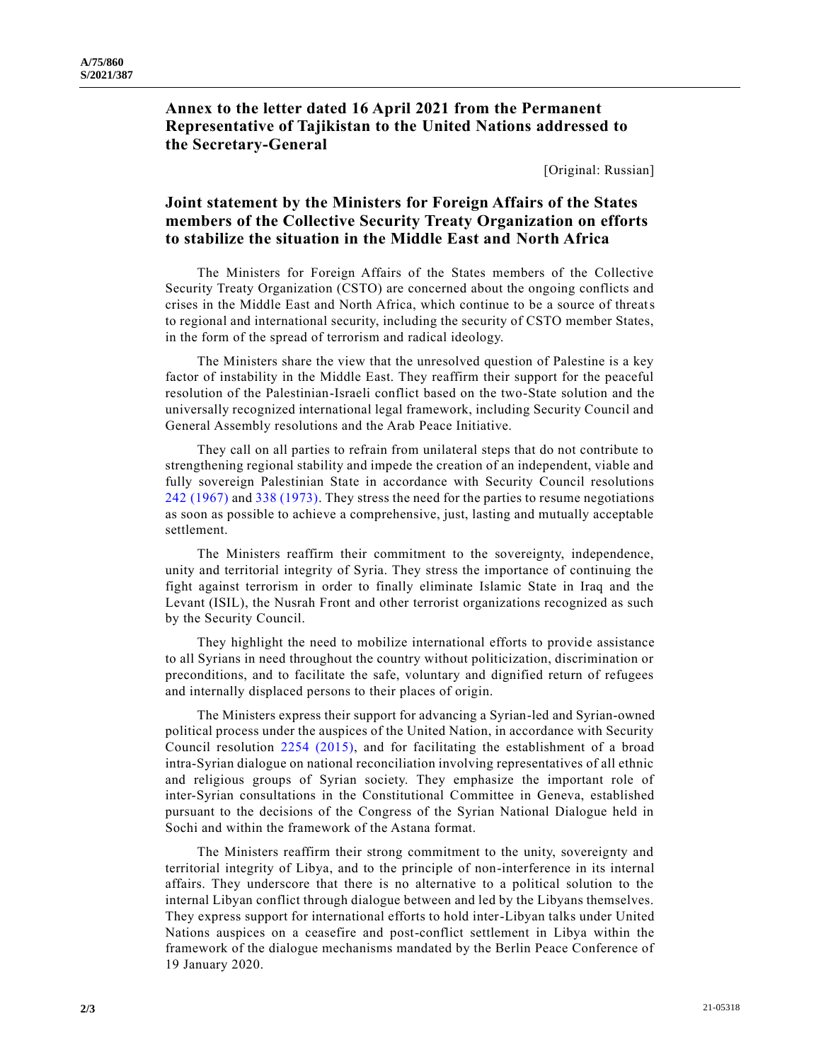## Annex to the letter dated 16 April 2021 from the Permanent Representative of Tajikistan to the United Nations addressed to the Secretary-General

[Original: Russian]

## Joint statement by the Ministers for Foreign Affairs of the States members of the Collective Security Treaty Organization on efforts to stabilize the situation in the Middle East and North Africa

The Ministers for Foreign Affairs of the States members of the Collective Security Treaty Organization (CSTO) are concerned about the ongoing conflicts and crises in the Middle East and North Africa, which continue to be a source of threats to regional and international security, including the security of CSTO member States, in the form of the spread of terrorism and radical ideology.

The Ministers share the view that the unresolved question of Palestine is a key factor of instability in the Middle East. They reaffirm their support for the peaceful resolution of the Palestinian-Israeli conflict based on the two-State solution and the universally recognized international legal framework, including Security Council and General Assembly resolutions and the Arab Peace Initiative.

They call on all parties to refrain from unilateral steps that do not contribute to strengthening regional stability and impede the creation of an independent, viable and fully sovereign Palestinian State in accordance with Security Council resolutions 242 (1967) and 338 (1973). They stress the need for the parties to resume negotiations as soon as possible to achieve a comprehensive, just, lasting and mutually acceptable settlement.

The Ministers reaffirm their commitment to the sovereignty, independence, unity and territorial integrity of Syria. They stress the importance of continuing the fight against terrorism in order to finally eliminate Islamic State in Iraq and the Levant (ISIL), the Nusrah Front and other terrorist organizations recognized as such by the Security Council.

They highlight the need to mobilize international efforts to provide assistance to all Syrians in need throughout the country without politicization, discrimination or preconditions, and to facilitate the safe, voluntary and dignified return of refugees and internally displaced persons to their places of origin.

The Ministers express their support for advancing a Syrian-led and Syrian-owned political process under the auspices of the United Nation, in accordance with Security Council resolution 2254 (2015), and for facilitating the establishment of a broad intra-Syrian dialogue on national reconciliation involving representatives of all ethnic and religious groups of Syrian society. They emphasize the important role of inter-Syrian consultations in the Constitutional Committee in Geneva, established pursuant to the decisions of the Congress of the Syrian National Dialogue held in Sochi and within the framework of the Astana format.

The Ministers reaffirm their strong commitment to the unity, sovereignty and territorial integrity of Libya, and to the principle of non-interference in its internal affairs. They underscore that there is no alternative to a political solution to the internal Libyan conflict through dialogue between and led by the Libyans themselves. They express support for international efforts to hold inter-Libyan talks under United Nations auspices on a ceasefire and post-conflict settlement in Libya within the framework of the dialogue mechanisms mandated by the Berlin Peace Conference of 19 January 2020.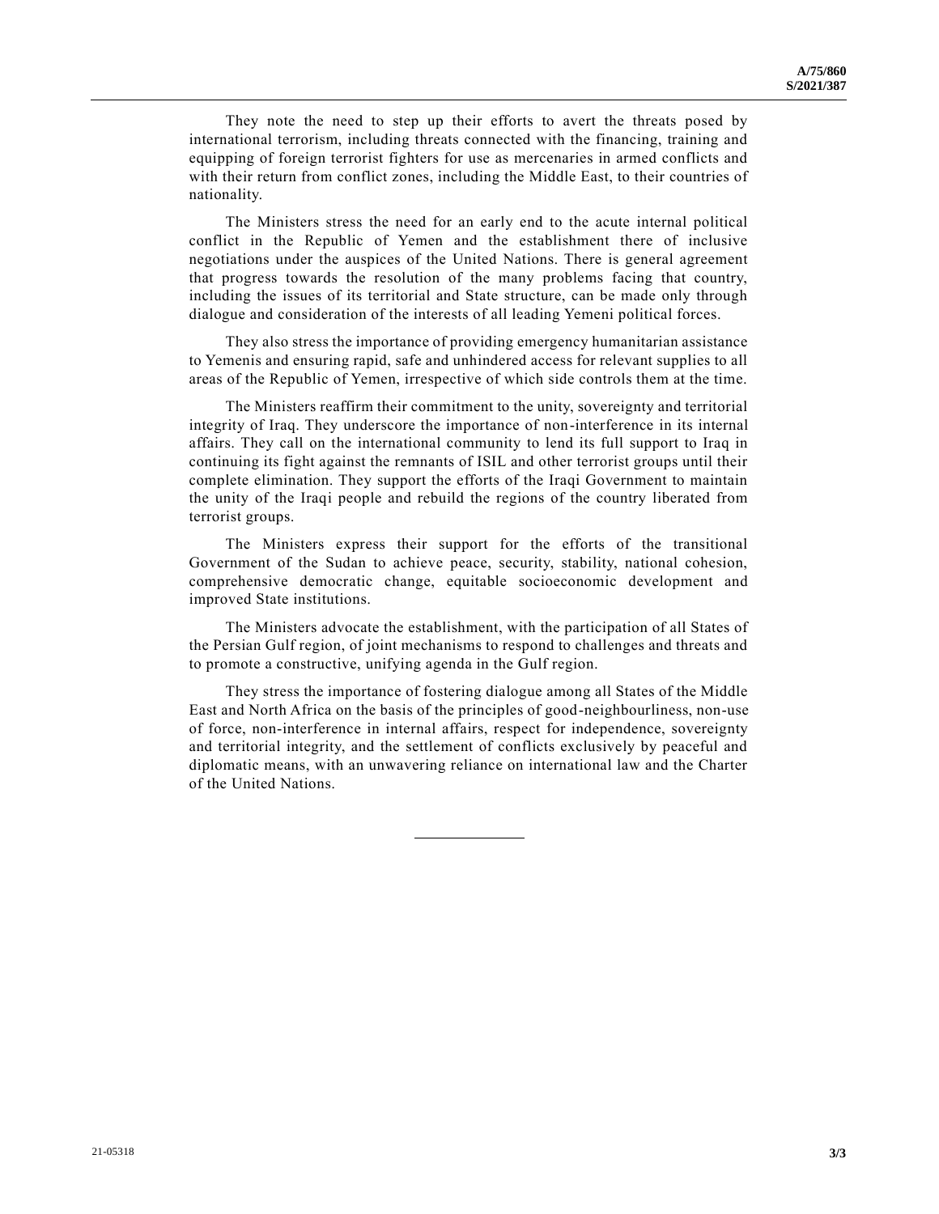They note the need to step up their efforts to avert the threats posed by international terrorism, including threats connected with the financing, training and equipping of foreign terrorist fighters for use as mercenaries in armed conflicts and with their return from conflict zones, including the Middle East, to their countries of nationality.

The Ministers stress the need for an early end to the acute internal political conflict in the Republic of Yemen and the establishment there of inclusive negotiations under the auspices of the United Nations. There is general agreement that progress towards the resolution of the many problems facing that country, including the issues of its territorial and State structure, can be made only through dialogue and consideration of the interests of all leading Yemeni political forces.

They also stress the importance of providing emergency humanitarian assistance to Yemenis and ensuring rapid, safe and unhindered access for relevant supplies to all areas of the Republic of Yemen, irrespective of which side controls them at the time.

The Ministers reaffirm their commitment to the unity, sovereignty and territorial integrity of Iraq. They underscore the importance of non-interference in its internal affairs. They call on the international community to lend its full support to Iraq in continuing its fight against the remnants of ISIL and other terrorist groups until their complete elimination. They support the efforts of the Iraqi Government to maintain the unity of the Iraqi people and rebuild the regions of the country liberated from terrorist groups.

The Ministers express their support for the efforts of the transitional Government of the Sudan to achieve peace, security, stability, national cohesion, comprehensive democratic change, equitable socioeconomic development and improved State institutions.

The Ministers advocate the establishment, with the participation of all States of the Persian Gulf region, of joint mechanisms to respond to challenges and threats and to promote a constructive, unifying agenda in the Gulf region.

They stress the importance of fostering dialogue among all States of the Middle East and North Africa on the basis of the principles of good-neighbourliness, non-use of force, non-interference in internal affairs, respect for independence, sovereignty and territorial integrity, and the settlement of conflicts exclusively by peaceful and diplomatic means, with an unwavering reliance on international law and the Charter of the United Nations.